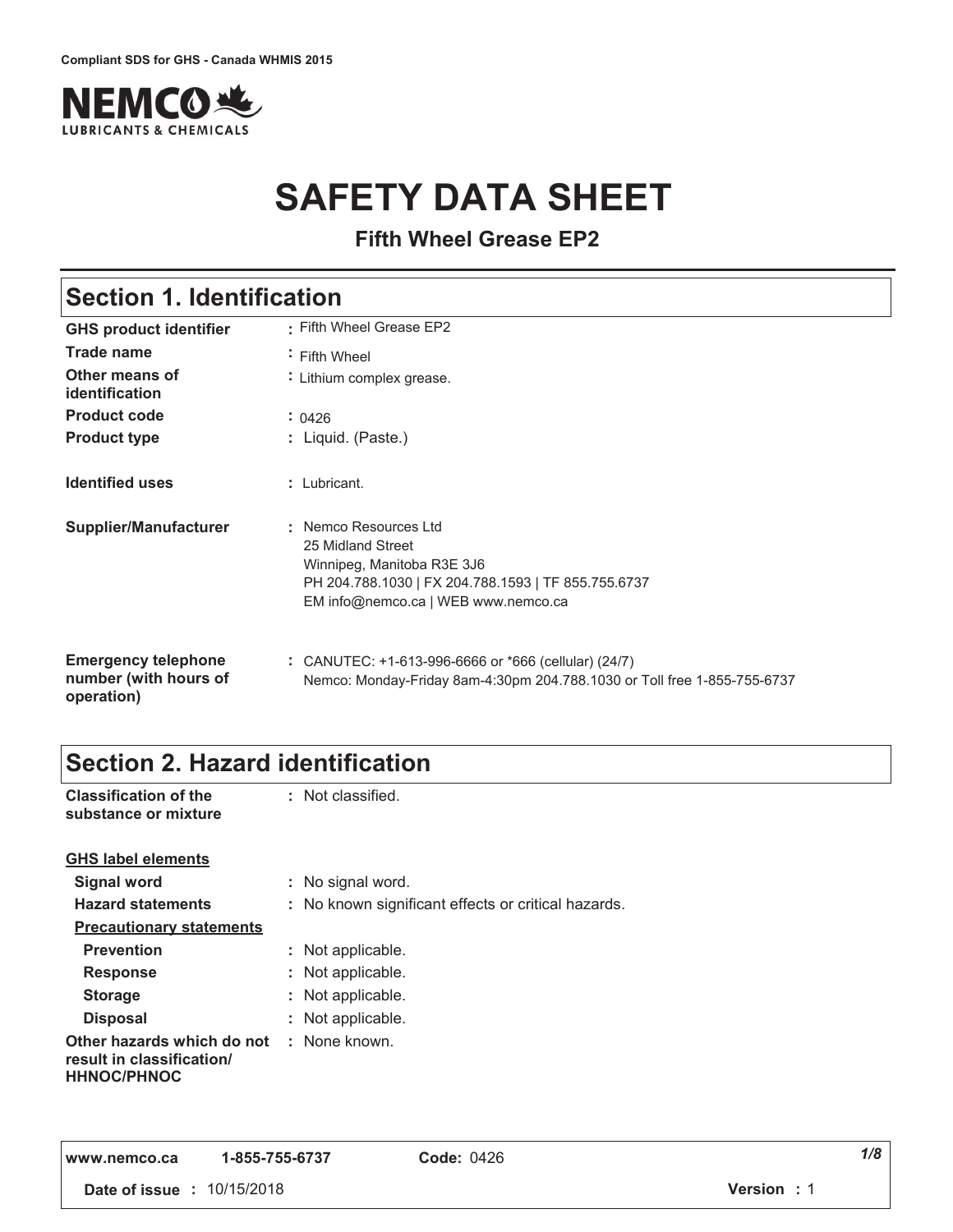Compliant SDS for GHS - Canada WHMIS 2015

NEMCO LUBRICANTS & CHEMICALS

# SAFETY DATA SHEET

**Fifth Wheel Grease EP2**

## Section 1. Identification

| | |
|---|---|
| **GHS product identifier** | : Fifth Wheel Grease EP2 |
| **Trade name** | : Fifth Wheel |
| **Other means of identification** | : Lithium complex grease. |
| **Product code** | : 0426 |
| **Product type** | : Liquid. (Paste.) |
| **Identified uses** | : Lubricant. |
| **Supplier/Manufacturer** | : Nemco Resources Ltd<br>25 Midland Street<br>Winnipeg, Manitoba R3E 3J6<br>PH 204.788.1030 \| FX 204.788.1593 \| TF 855.755.6737<br>EM info@nemco.ca \| WEB www.nemco.ca |
| **Emergency telephone number (with hours of operation)** | : CANUTEC: +1-613-996-6666 or *666 (cellular) (24/7)<br>Nemco: Monday-Friday 8am-4:30pm 204.788.1030 or Toll free 1-855-755-6737 |

## Section 2. Hazard identification

**Classification of the substance or mixture** : Not classified.

**GHS label elements**

| | |
|---|---|
| **Signal word** | : No signal word. |
| **Hazard statements** | : No known significant effects or critical hazards. |

**Precautionary statements**

| | |
|---|---|
| **Prevention** | : Not applicable. |
| **Response** | : Not applicable. |
| **Storage** | : Not applicable. |
| **Disposal** | : Not applicable. |
| **Other hazards which do not result in classification/ HHNOC/PHNOC** | : None known. |

www.nemco.ca 1-855-755-6737 **Code:** 0426

**Date of issue :** 10/15/2018 **Version :** 1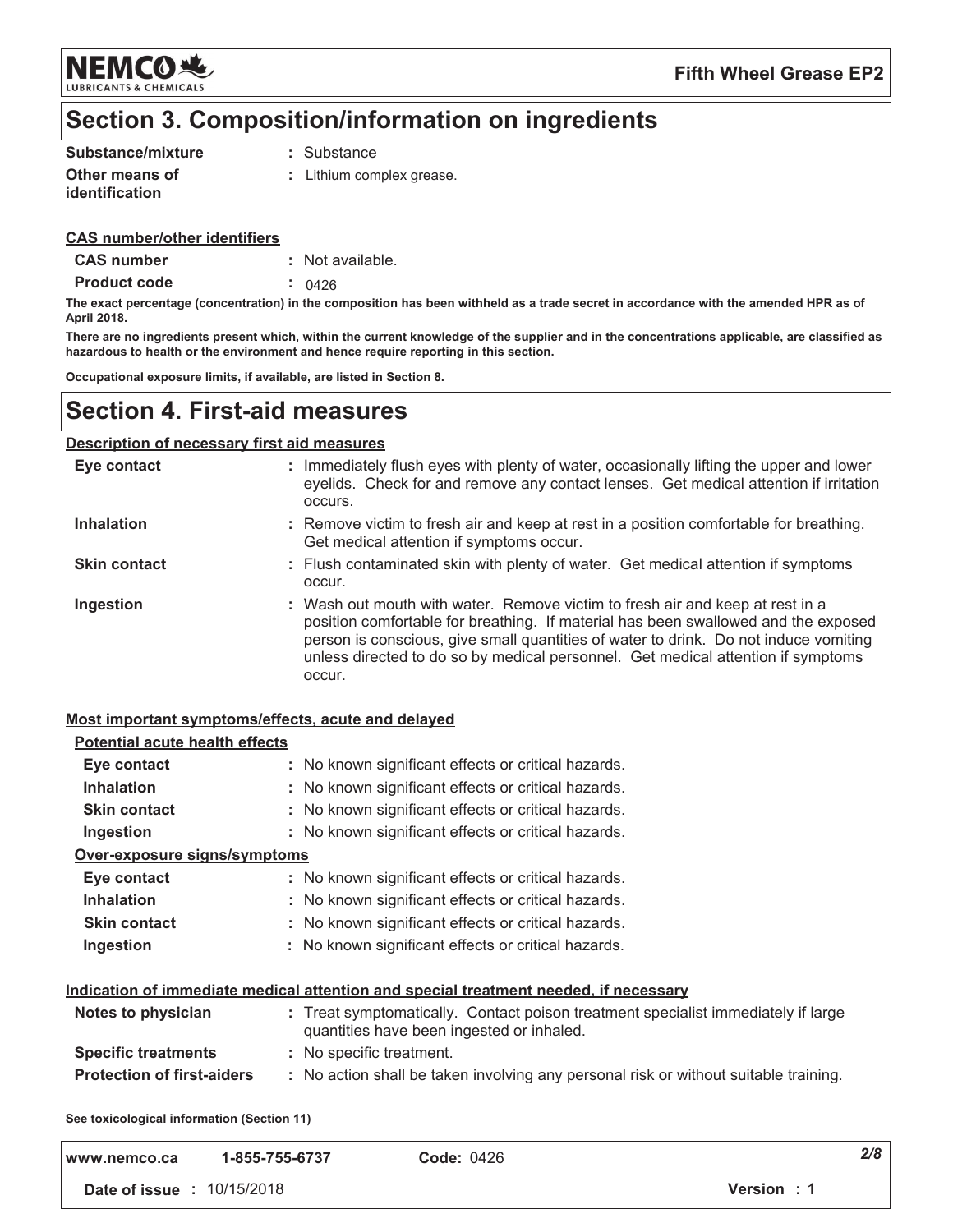# Section 3. Composition/information on ingredients

| | |
|---|---|
| **Substance/mixture** | : Substance |
| **Other means of identification** | : Lithium complex grease. |

**CAS number/other identifiers**

| | |
|---|---|
| **CAS number** | : Not available. |
| **Product code** | : 0426 |

**The exact percentage (concentration) in the composition has been withheld as a trade secret in accordance with the amended HPR as of April 2018.**

**There are no ingredients present which, within the current knowledge of the supplier and in the concentrations applicable, are classified as hazardous to health or the environment and hence require reporting in this section.**

**Occupational exposure limits, if available, are listed in Section 8.**

# Section 4. First-aid measures

**Description of necessary first aid measures**

| | |
|---|---|
| **Eye contact** | : Immediately flush eyes with plenty of water, occasionally lifting the upper and lower eyelids. Check for and remove any contact lenses. Get medical attention if irritation occurs. |
| **Inhalation** | : Remove victim to fresh air and keep at rest in a position comfortable for breathing. Get medical attention if symptoms occur. |
| **Skin contact** | : Flush contaminated skin with plenty of water. Get medical attention if symptoms occur. |
| **Ingestion** | : Wash out mouth with water. Remove victim to fresh air and keep at rest in a position comfortable for breathing. If material has been swallowed and the exposed person is conscious, give small quantities of water to drink. Do not induce vomiting unless directed to do so by medical personnel. Get medical attention if symptoms occur. |

**Most important symptoms/effects, acute and delayed**

**Potential acute health effects**

| | |
|---|---|
| **Eye contact** | : No known significant effects or critical hazards. |
| **Inhalation** | : No known significant effects or critical hazards. |
| **Skin contact** | : No known significant effects or critical hazards. |
| **Ingestion** | : No known significant effects or critical hazards. |

**Over-exposure signs/symptoms**

| | |
|---|---|
| **Eye contact** | : No known significant effects or critical hazards. |
| **Inhalation** | : No known significant effects or critical hazards. |
| **Skin contact** | : No known significant effects or critical hazards. |
| **Ingestion** | : No known significant effects or critical hazards. |

**Indication of immediate medical attention and special treatment needed, if necessary**

| | |
|---|---|
| **Notes to physician** | : Treat symptomatically. Contact poison treatment specialist immediately if large quantities have been ingested or inhaled. |
| **Specific treatments** | : No specific treatment. |
| **Protection of first-aiders** | : No action shall be taken involving any personal risk or without suitable training. |

**See toxicological information (Section 11)**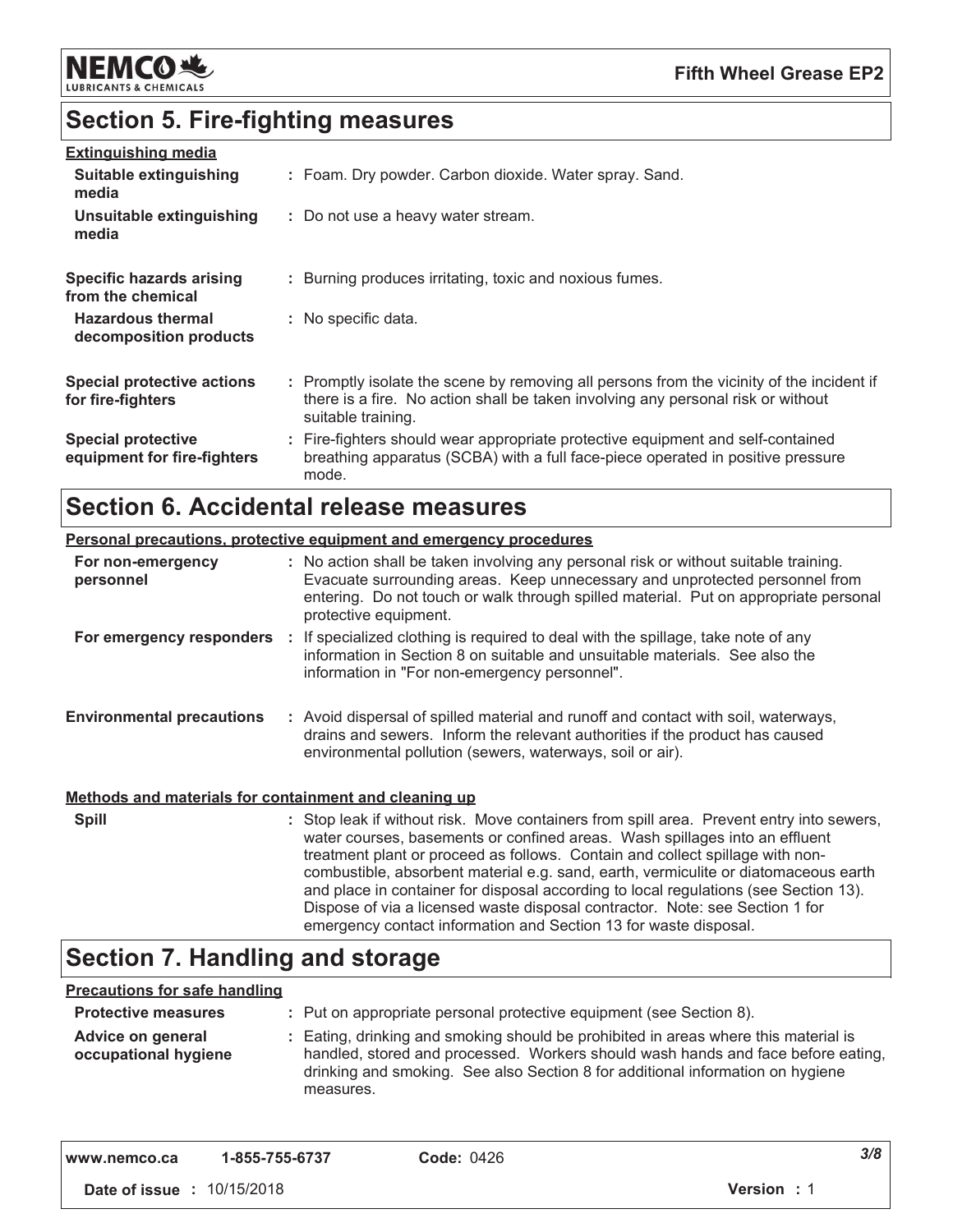## Section 5. Fire-fighting measures

**Extinguishing media**

| | |
|---|---|
| **Suitable extinguishing media** | : Foam. Dry powder. Carbon dioxide. Water spray. Sand. |
| **Unsuitable extinguishing media** | : Do not use a heavy water stream. |
| **Specific hazards arising from the chemical** | : Burning produces irritating, toxic and noxious fumes. |
| **Hazardous thermal decomposition products** | : No specific data. |
| **Special protective actions for fire-fighters** | : Promptly isolate the scene by removing all persons from the vicinity of the incident if there is a fire. No action shall be taken involving any personal risk or without suitable training. |
| **Special protective equipment for fire-fighters** | : Fire-fighters should wear appropriate protective equipment and self-contained breathing apparatus (SCBA) with a full face-piece operated in positive pressure mode. |

## Section 6. Accidental release measures

**Personal precautions, protective equipment and emergency procedures**

| | |
|---|---|
| **For non-emergency personnel** | : No action shall be taken involving any personal risk or without suitable training. Evacuate surrounding areas. Keep unnecessary and unprotected personnel from entering. Do not touch or walk through spilled material. Put on appropriate personal protective equipment. |
| **For emergency responders** | : If specialized clothing is required to deal with the spillage, take note of any information in Section 8 on suitable and unsuitable materials. See also the information in "For non-emergency personnel". |
| **Environmental precautions** | : Avoid dispersal of spilled material and runoff and contact with soil, waterways, drains and sewers. Inform the relevant authorities if the product has caused environmental pollution (sewers, waterways, soil or air). |

**Methods and materials for containment and cleaning up**

| | |
|---|---|
| **Spill** | : Stop leak if without risk. Move containers from spill area. Prevent entry into sewers, water courses, basements or confined areas. Wash spillages into an effluent treatment plant or proceed as follows. Contain and collect spillage with non-combustible, absorbent material e.g. sand, earth, vermiculite or diatomaceous earth and place in container for disposal according to local regulations (see Section 13). Dispose of via a licensed waste disposal contractor. Note: see Section 1 for emergency contact information and Section 13 for waste disposal. |

## Section 7. Handling and storage

**Precautions for safe handling**

| | |
|---|---|
| **Protective measures** | : Put on appropriate personal protective equipment (see Section 8). |
| **Advice on general occupational hygiene** | : Eating, drinking and smoking should be prohibited in areas where this material is handled, stored and processed. Workers should wash hands and face before eating, drinking and smoking. See also Section 8 for additional information on hygiene measures. |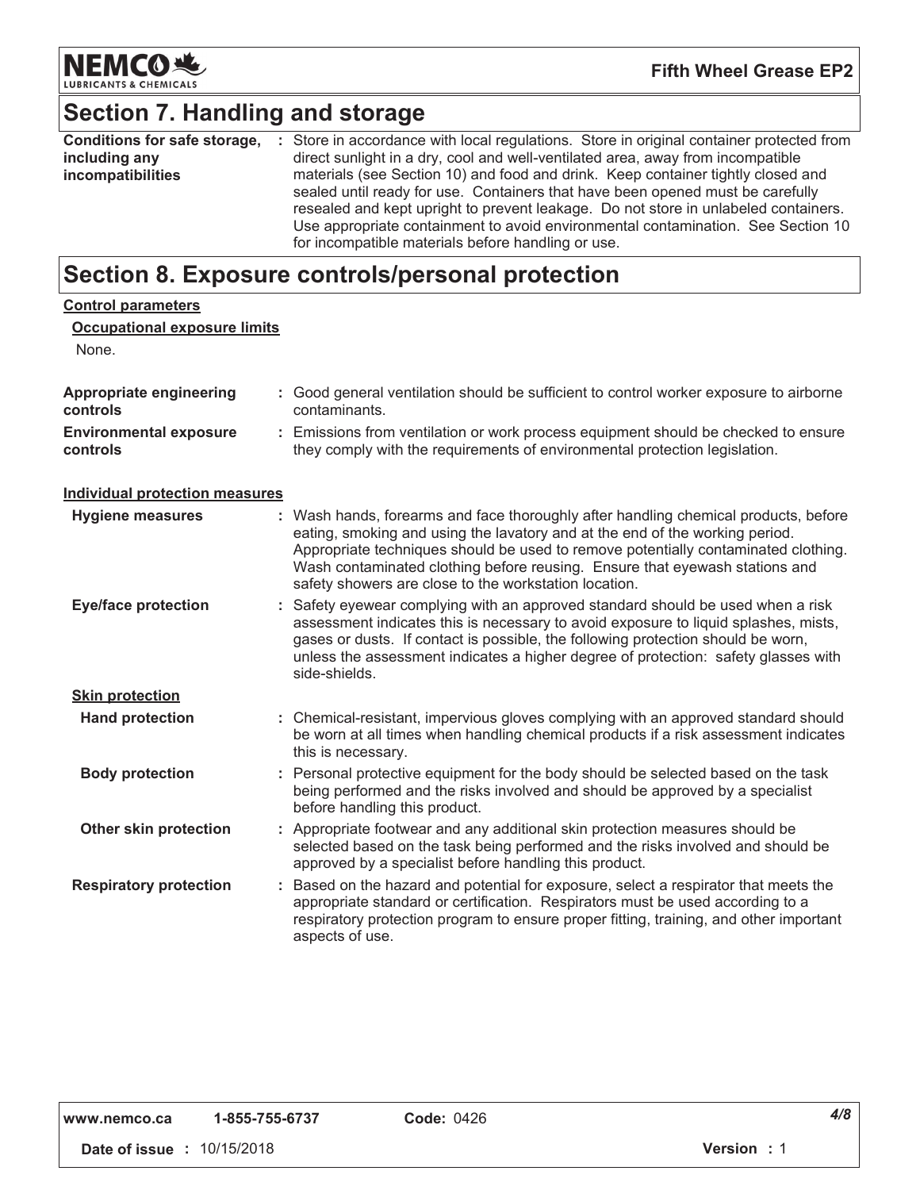## Section 7. Handling and storage

**Conditions for safe storage, including any incompatibilities** : Store in accordance with local regulations. Store in original container protected from direct sunlight in a dry, cool and well-ventilated area, away from incompatible materials (see Section 10) and food and drink. Keep container tightly closed and sealed until ready for use. Containers that have been opened must be carefully resealed and kept upright to prevent leakage. Do not store in unlabeled containers. Use appropriate containment to avoid environmental contamination. See Section 10 for incompatible materials before handling or use.

## Section 8. Exposure controls/personal protection

**Control parameters**

**Occupational exposure limits**

None.

**Appropriate engineering controls** : Good general ventilation should be sufficient to control worker exposure to airborne contaminants.

**Environmental exposure controls** : Emissions from ventilation or work process equipment should be checked to ensure they comply with the requirements of environmental protection legislation.

**Individual protection measures**

**Hygiene measures** : Wash hands, forearms and face thoroughly after handling chemical products, before eating, smoking and using the lavatory and at the end of the working period. Appropriate techniques should be used to remove potentially contaminated clothing. Wash contaminated clothing before reusing. Ensure that eyewash stations and safety showers are close to the workstation location.

**Eye/face protection** : Safety eyewear complying with an approved standard should be used when a risk assessment indicates this is necessary to avoid exposure to liquid splashes, mists, gases or dusts. If contact is possible, the following protection should be worn, unless the assessment indicates a higher degree of protection: safety glasses with side-shields.

**Skin protection**

**Hand protection** : Chemical-resistant, impervious gloves complying with an approved standard should be worn at all times when handling chemical products if a risk assessment indicates this is necessary.

**Body protection** : Personal protective equipment for the body should be selected based on the task being performed and the risks involved and should be approved by a specialist before handling this product.

**Other skin protection** : Appropriate footwear and any additional skin protection measures should be selected based on the task being performed and the risks involved and should be approved by a specialist before handling this product.

**Respiratory protection** : Based on the hazard and potential for exposure, select a respirator that meets the appropriate standard or certification. Respirators must be used according to a respiratory protection program to ensure proper fitting, training, and other important aspects of use.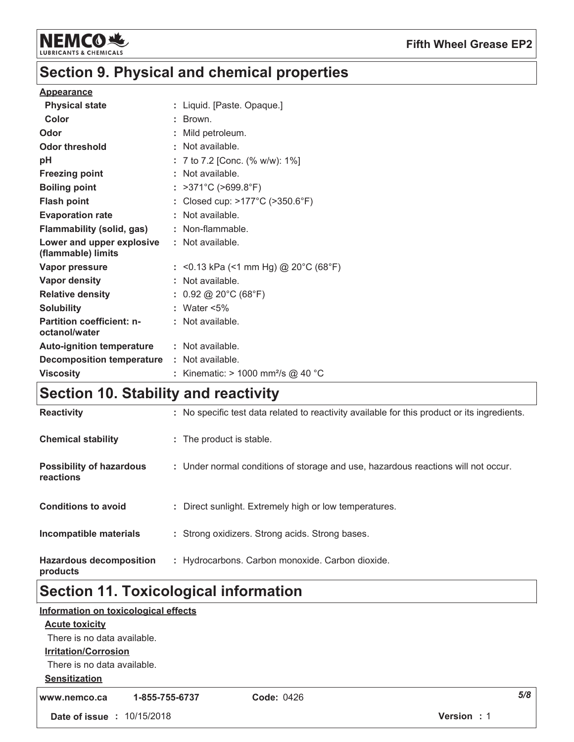## Section 9. Physical and chemical properties

**Appearance**

| | |
|---|---|
| **Physical state** | : Liquid. [Paste. Opaque.] |
| **Color** | : Brown. |
| **Odor** | : Mild petroleum. |
| **Odor threshold** | : Not available. |
| **pH** | : 7 to 7.2 [Conc. (% w/w): 1%] |
| **Freezing point** | : Not available. |
| **Boiling point** | : >371°C (>699.8°F) |
| **Flash point** | : Closed cup: >177°C (>350.6°F) |
| **Evaporation rate** | : Not available. |
| **Flammability (solid, gas)** | : Non-flammable. |
| **Lower and upper explosive (flammable) limits** | : Not available. |
| **Vapor pressure** | : <0.13 kPa (<1 mm Hg) @ 20°C (68°F) |
| **Vapor density** | : Not available. |
| **Relative density** | : 0.92 @ 20°C (68°F) |
| **Solubility** | : Water <5% |
| **Partition coefficient: n-octanol/water** | : Not available. |
| **Auto-ignition temperature** | : Not available. |
| **Decomposition temperature** | : Not available. |
| **Viscosity** | : Kinematic: > 1000 mm²/s @ 40 °C |

## Section 10. Stability and reactivity

| | |
|---|---|
| **Reactivity** | : No specific test data related to reactivity available for this product or its ingredients. |
| **Chemical stability** | : The product is stable. |
| **Possibility of hazardous reactions** | : Under normal conditions of storage and use, hazardous reactions will not occur. |
| **Conditions to avoid** | : Direct sunlight. Extremely high or low temperatures. |
| **Incompatible materials** | : Strong oxidizers. Strong acids. Strong bases. |
| **Hazardous decomposition products** | : Hydrocarbons. Carbon monoxide. Carbon dioxide. |

## Section 11. Toxicological information

**Information on toxicological effects**

**Acute toxicity**

There is no data available.

**Irritation/Corrosion**

There is no data available.

**Sensitization**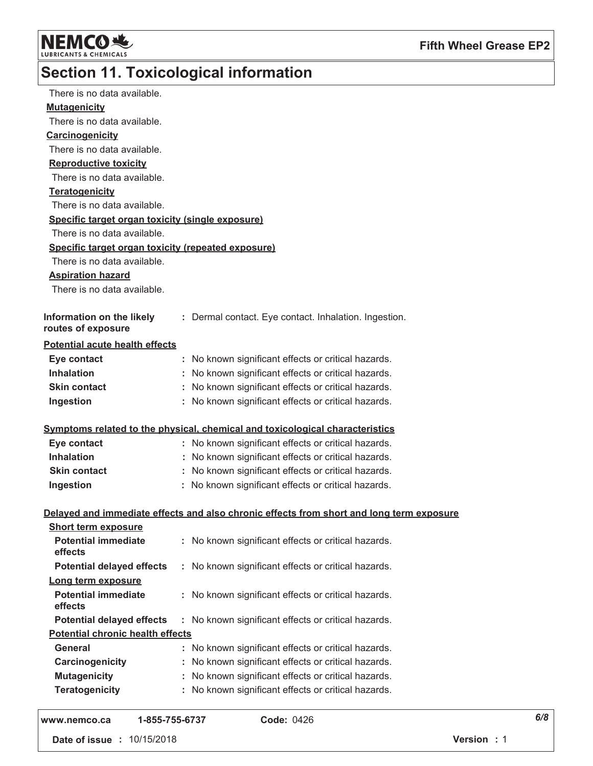## Section 11. Toxicological information

There is no data available.

**Mutagenicity**

There is no data available.

**Carcinogenicity**

There is no data available.

**Reproductive toxicity**

There is no data available.

**Teratogenicity**

There is no data available.

**Specific target organ toxicity (single exposure)**

There is no data available.

**Specific target organ toxicity (repeated exposure)**

There is no data available.

**Aspiration hazard**

There is no data available.

**Information on the likely routes of exposure** : Dermal contact. Eye contact. Inhalation. Ingestion.

**Potential acute health effects**

| | |
|---|---|
| **Eye contact** | : No known significant effects or critical hazards. |
| **Inhalation** | : No known significant effects or critical hazards. |
| **Skin contact** | : No known significant effects or critical hazards. |
| **Ingestion** | : No known significant effects or critical hazards. |

**Symptoms related to the physical, chemical and toxicological characteristics**

| | |
|---|---|
| **Eye contact** | : No known significant effects or critical hazards. |
| **Inhalation** | : No known significant effects or critical hazards. |
| **Skin contact** | : No known significant effects or critical hazards. |
| **Ingestion** | : No known significant effects or critical hazards. |

**Delayed and immediate effects and also chronic effects from short and long term exposure**

**Short term exposure**

| | |
|---|---|
| **Potential immediate effects** | : No known significant effects or critical hazards. |
| **Potential delayed effects** | : No known significant effects or critical hazards. |

**Long term exposure**

| | |
|---|---|
| **Potential immediate effects** | : No known significant effects or critical hazards. |
| **Potential delayed effects** | : No known significant effects or critical hazards. |

**Potential chronic health effects**

| | |
|---|---|
| **General** | : No known significant effects or critical hazards. |
| **Carcinogenicity** | : No known significant effects or critical hazards. |
| **Mutagenicity** | : No known significant effects or critical hazards. |
| **Teratogenicity** | : No known significant effects or critical hazards. |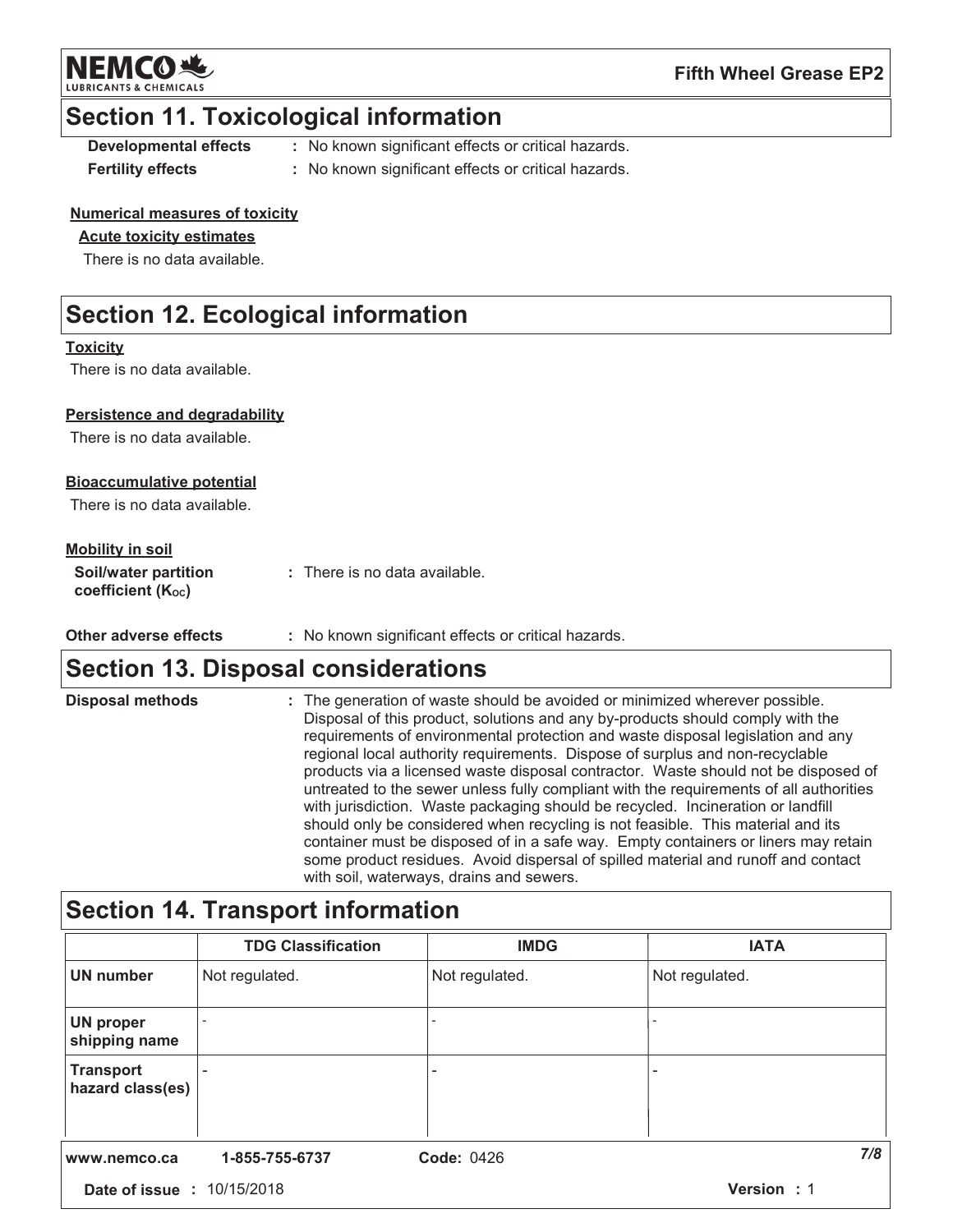## Section 11. Toxicological information

**Developmental effects** : No known significant effects or critical hazards.

**Fertility effects** : No known significant effects or critical hazards.

**Numerical measures of toxicity**

**Acute toxicity estimates**

There is no data available.

## Section 12. Ecological information

**Toxicity**

There is no data available.

**Persistence and degradability**

There is no data available.

**Bioaccumulative potential**

There is no data available.

**Mobility in soil**

**Soil/water partition coefficient ($K_{OC}$)** : There is no data available.

**Other adverse effects** : No known significant effects or critical hazards.

## Section 13. Disposal considerations

**Disposal methods** : The generation of waste should be avoided or minimized wherever possible. Disposal of this product, solutions and any by-products should comply with the requirements of environmental protection and waste disposal legislation and any regional local authority requirements. Dispose of surplus and non-recyclable products via a licensed waste disposal contractor. Waste should not be disposed of untreated to the sewer unless fully compliant with the requirements of all authorities with jurisdiction. Waste packaging should be recycled. Incineration or landfill should only be considered when recycling is not feasible. This material and its container must be disposed of in a safe way. Empty containers or liners may retain some product residues. Avoid dispersal of spilled material and runoff and contact with soil, waterways, drains and sewers.

## Section 14. Transport information

| | TDG Classification | IMDG | IATA |
|---|---|---|---|
| UN number | Not regulated. | Not regulated. | Not regulated. |
| UN proper shipping name | - | - | - |
| Transport hazard class(es) | - | - | - |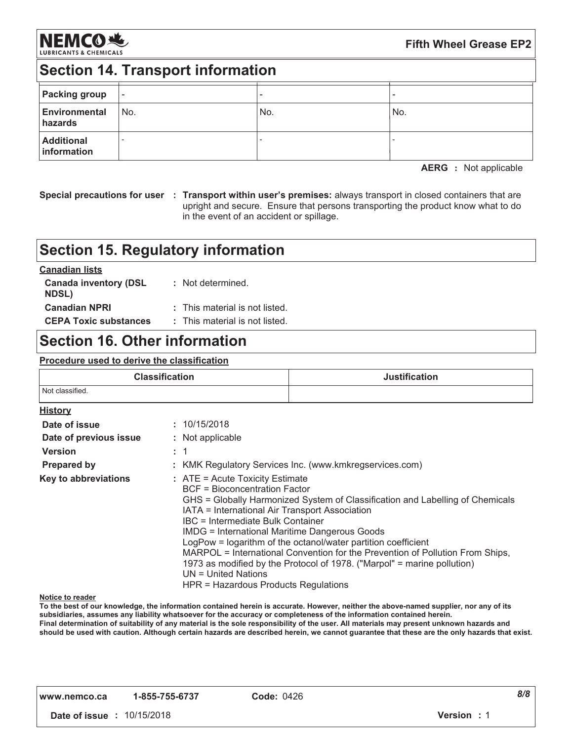## Section 14. Transport information

| | | | |
|---|---|---|---|
| **Packing group** | - | - | - |
| **Environmental hazards** | No. | No. | No. |
| **Additional information** | - | - | - |

**AERG :** Not applicable

**Special precautions for user :** **Transport within user's premises:** always transport in closed containers that are upright and secure. Ensure that persons transporting the product know what to do in the event of an accident or spillage.

## Section 15. Regulatory information

**Canadian lists**

**Canada inventory (DSL NDSL)** : Not determined.

**Canadian NPRI** : This material is not listed.

**CEPA Toxic substances** : This material is not listed.

## Section 16. Other information

**Procedure used to derive the classification**

| Classification | Justification |
|---|---|
| Not classified. | |

**History**

**Date of issue** : 10/15/2018

**Date of previous issue** : Not applicable

**Version** : 1

**Prepared by** : KMK Regulatory Services Inc. (www.kmkregservices.com)

**Key to abbreviations** : ATE = Acute Toxicity Estimate
BCF = Bioconcentration Factor
GHS = Globally Harmonized System of Classification and Labelling of Chemicals
IATA = International Air Transport Association
IBC = Intermediate Bulk Container
IMDG = International Maritime Dangerous Goods
LogPow = logarithm of the octanol/water partition coefficient
MARPOL = International Convention for the Prevention of Pollution From Ships, 1973 as modified by the Protocol of 1978. ("Marpol" = marine pollution)
UN = United Nations
HPR = Hazardous Products Regulations

**Notice to reader**

**To the best of our knowledge, the information contained herein is accurate. However, neither the above-named supplier, nor any of its subsidiaries, assumes any liability whatsoever for the accuracy or completeness of the information contained herein.**
**Final determination of suitability of any material is the sole responsibility of the user. All materials may present unknown hazards and should be used with caution. Although certain hazards are described herein, we cannot guarantee that these are the only hazards that exist.**